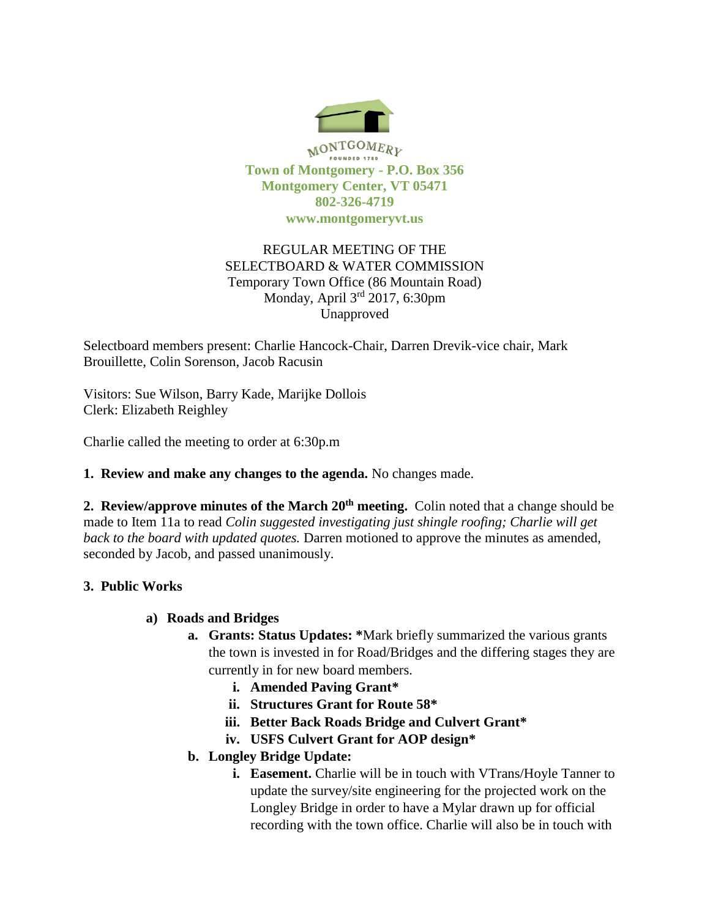MONTGOMERY
FOUNDED 1780

**Town of Montgomery - P.O. Box 356**
**Montgomery Center, VT 05471**
**802-326-4719**
**www.montgomeryvt.us**

REGULAR MEETING OF THE
SELECTBOARD & WATER COMMISSION
Temporary Town Office (86 Mountain Road)
Monday, April 3rd 2017, 6:30pm
Unapproved

Selectboard members present: Charlie Hancock-Chair, Darren Drevik-vice chair, Mark Brouillette, Colin Sorenson, Jacob Racusin

Visitors: Sue Wilson, Barry Kade, Marijke Dollois
Clerk: Elizabeth Reighley

Charlie called the meeting to order at 6:30p.m

**1. Review and make any changes to the agenda.** No changes made.

**2. Review/approve minutes of the March 20th meeting.** Colin noted that a change should be made to Item 11a to read *Colin suggested investigating just shingle roofing; Charlie will get back to the board with updated quotes.* Darren motioned to approve the minutes as amended, seconded by Jacob, and passed unanimously.

**3. Public Works**

- **a) Roads and Bridges**
  - **a. Grants: Status Updates: ***Mark briefly summarized the various grants the town is invested in for Road/Bridges and the differing stages they are currently in for new board members.
    - **i. Amended Paving Grant***
    - **ii. Structures Grant for Route 58***
    - **iii. Better Back Roads Bridge and Culvert Grant***
    - **iv. USFS Culvert Grant for AOP design***
  - **b. Longley Bridge Update:**
    - **i. Easement.** Charlie will be in touch with VTrans/Hoyle Tanner to update the survey/site engineering for the projected work on the Longley Bridge in order to have a Mylar drawn up for official recording with the town office. Charlie will also be in touch with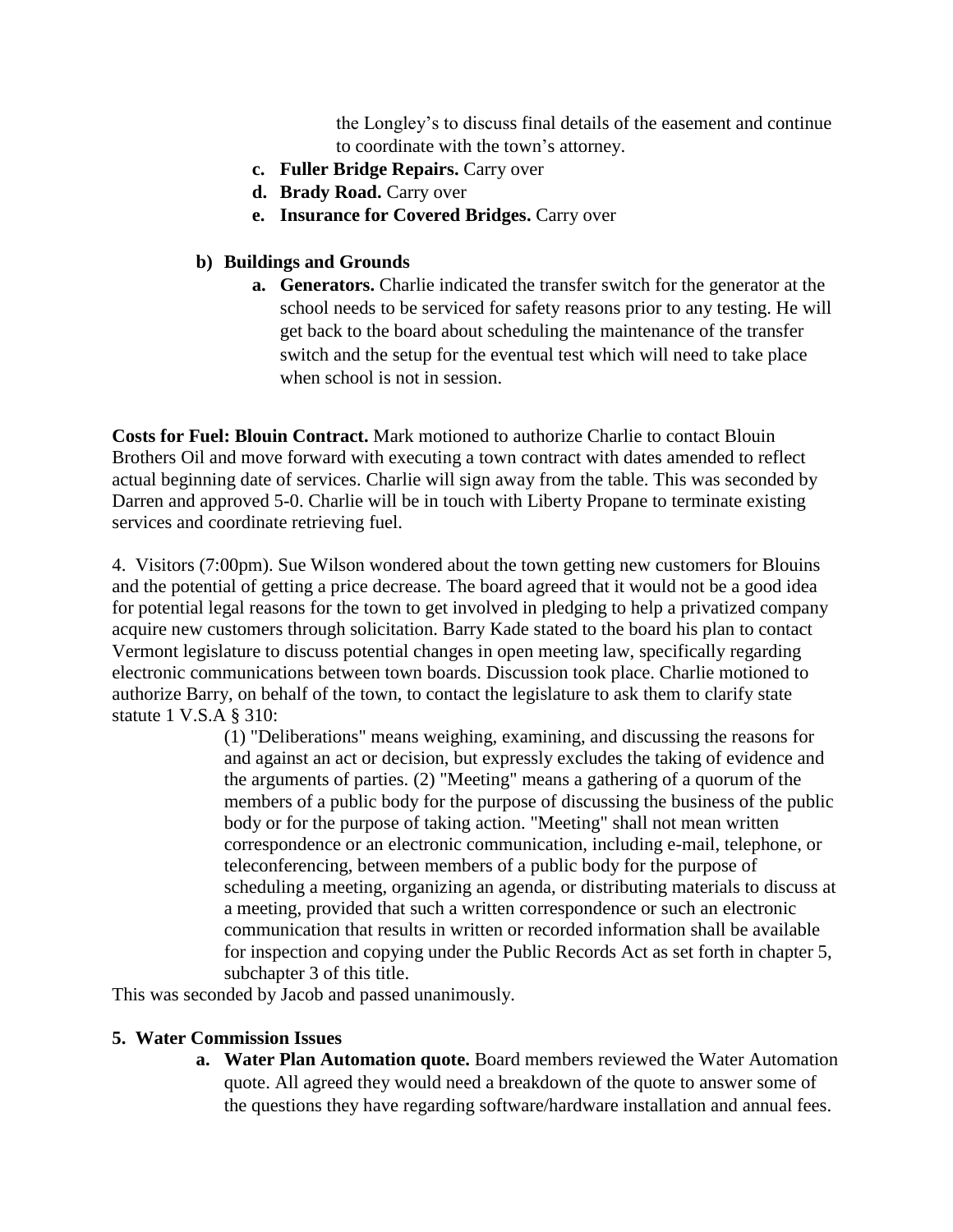the Longley's to discuss final details of the easement and continue to coordinate with the town's attorney.

c. **Fuller Bridge Repairs.** Carry over
d. **Brady Road.** Carry over
e. **Insurance for Covered Bridges.** Carry over

**b) Buildings and Grounds**

a. **Generators.** Charlie indicated the transfer switch for the generator at the school needs to be serviced for safety reasons prior to any testing. He will get back to the board about scheduling the maintenance of the transfer switch and the setup for the eventual test which will need to take place when school is not in session.

**Costs for Fuel: Blouin Contract.** Mark motioned to authorize Charlie to contact Blouin Brothers Oil and move forward with executing a town contract with dates amended to reflect actual beginning date of services. Charlie will sign away from the table. This was seconded by Darren and approved 5-0. Charlie will be in touch with Liberty Propane to terminate existing services and coordinate retrieving fuel.

4. Visitors (7:00pm). Sue Wilson wondered about the town getting new customers for Blouins and the potential of getting a price decrease. The board agreed that it would not be a good idea for potential legal reasons for the town to get involved in pledging to help a privatized company acquire new customers through solicitation. Barry Kade stated to the board his plan to contact Vermont legislature to discuss potential changes in open meeting law, specifically regarding electronic communications between town boards. Discussion took place. Charlie motioned to authorize Barry, on behalf of the town, to contact the legislature to ask them to clarify state statute 1 V.S.A § 310:

> (1) "Deliberations" means weighing, examining, and discussing the reasons for and against an act or decision, but expressly excludes the taking of evidence and the arguments of parties. (2) "Meeting" means a gathering of a quorum of the members of a public body for the purpose of discussing the business of the public body or for the purpose of taking action. "Meeting" shall not mean written correspondence or an electronic communication, including e-mail, telephone, or teleconferencing, between members of a public body for the purpose of scheduling a meeting, organizing an agenda, or distributing materials to discuss at a meeting, provided that such a written correspondence or such an electronic communication that results in written or recorded information shall be available for inspection and copying under the Public Records Act as set forth in chapter 5, subchapter 3 of this title.

This was seconded by Jacob and passed unanimously.

**5. Water Commission Issues**

a. **Water Plan Automation quote.** Board members reviewed the Water Automation quote. All agreed they would need a breakdown of the quote to answer some of the questions they have regarding software/hardware installation and annual fees.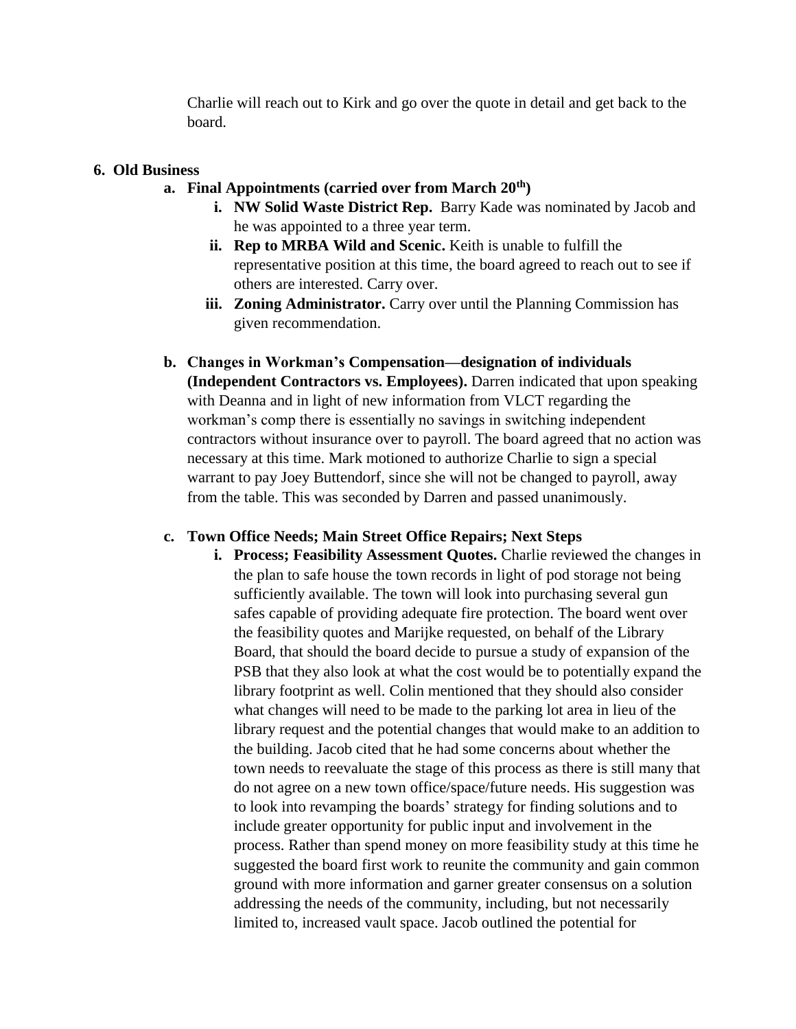Charlie will reach out to Kirk and go over the quote in detail and get back to the board.

**6. Old Business**

**a. Final Appointments (carried over from March 20th)**

i. **NW Solid Waste District Rep.** Barry Kade was nominated by Jacob and he was appointed to a three year term.

ii. **Rep to MRBA Wild and Scenic.** Keith is unable to fulfill the representative position at this time, the board agreed to reach out to see if others are interested. Carry over.

iii. **Zoning Administrator.** Carry over until the Planning Commission has given recommendation.

**b. Changes in Workman's Compensation—designation of individuals (Independent Contractors vs. Employees).** Darren indicated that upon speaking with Deanna and in light of new information from VLCT regarding the workman's comp there is essentially no savings in switching independent contractors without insurance over to payroll. The board agreed that no action was necessary at this time. Mark motioned to authorize Charlie to sign a special warrant to pay Joey Buttendorf, since she will not be changed to payroll, away from the table. This was seconded by Darren and passed unanimously.

**c. Town Office Needs; Main Street Office Repairs; Next Steps**

i. **Process; Feasibility Assessment Quotes.** Charlie reviewed the changes in the plan to safe house the town records in light of pod storage not being sufficiently available. The town will look into purchasing several gun safes capable of providing adequate fire protection. The board went over the feasibility quotes and Marijke requested, on behalf of the Library Board, that should the board decide to pursue a study of expansion of the PSB that they also look at what the cost would be to potentially expand the library footprint as well. Colin mentioned that they should also consider what changes will need to be made to the parking lot area in lieu of the library request and the potential changes that would make to an addition to the building. Jacob cited that he had some concerns about whether the town needs to reevaluate the stage of this process as there is still many that do not agree on a new town office/space/future needs. His suggestion was to look into revamping the boards' strategy for finding solutions and to include greater opportunity for public input and involvement in the process. Rather than spend money on more feasibility study at this time he suggested the board first work to reunite the community and gain common ground with more information and garner greater consensus on a solution addressing the needs of the community, including, but not necessarily limited to, increased vault space. Jacob outlined the potential for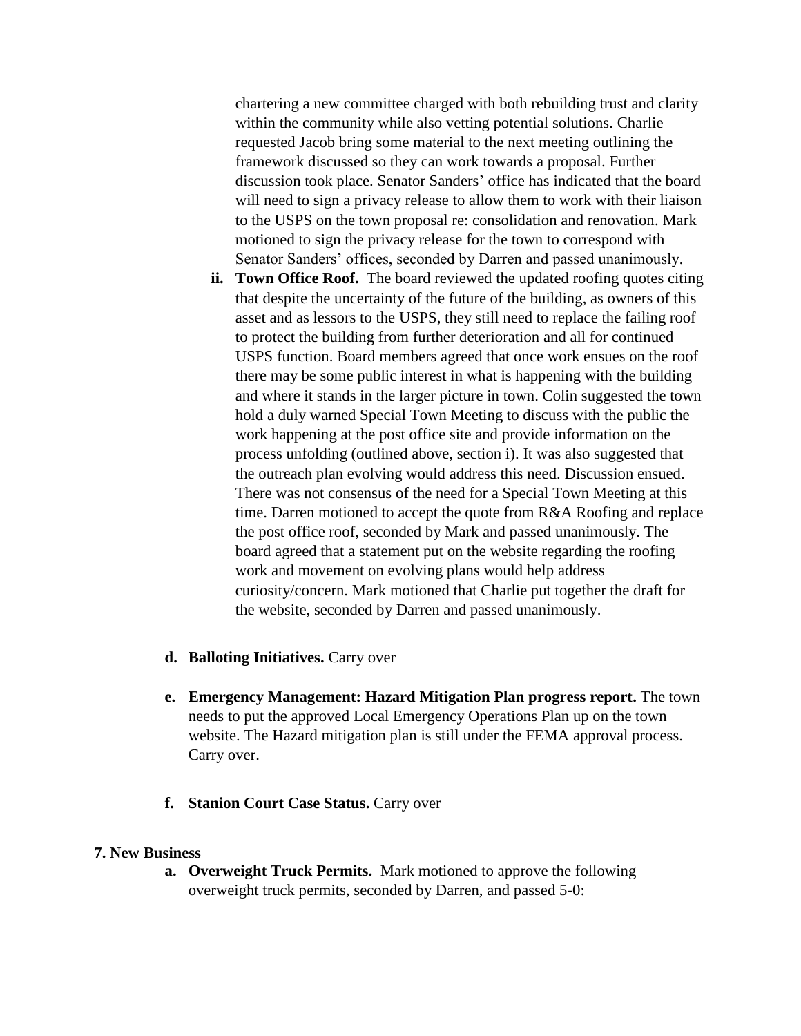chartering a new committee charged with both rebuilding trust and clarity within the community while also vetting potential solutions. Charlie requested Jacob bring some material to the next meeting outlining the framework discussed so they can work towards a proposal. Further discussion took place. Senator Sanders' office has indicated that the board will need to sign a privacy release to allow them to work with their liaison to the USPS on the town proposal re: consolidation and renovation. Mark motioned to sign the privacy release for the town to correspond with Senator Sanders' offices, seconded by Darren and passed unanimously.

ii. **Town Office Roof.** The board reviewed the updated roofing quotes citing that despite the uncertainty of the future of the building, as owners of this asset and as lessors to the USPS, they still need to replace the failing roof to protect the building from further deterioration and all for continued USPS function. Board members agreed that once work ensues on the roof there may be some public interest in what is happening with the building and where it stands in the larger picture in town. Colin suggested the town hold a duly warned Special Town Meeting to discuss with the public the work happening at the post office site and provide information on the process unfolding (outlined above, section i). It was also suggested that the outreach plan evolving would address this need. Discussion ensued. There was not consensus of the need for a Special Town Meeting at this time. Darren motioned to accept the quote from R&A Roofing and replace the post office roof, seconded by Mark and passed unanimously. The board agreed that a statement put on the website regarding the roofing work and movement on evolving plans would help address curiosity/concern. Mark motioned that Charlie put together the draft for the website, seconded by Darren and passed unanimously.

d. **Balloting Initiatives.** Carry over

e. **Emergency Management: Hazard Mitigation Plan progress report.** The town needs to put the approved Local Emergency Operations Plan up on the town website. The Hazard mitigation plan is still under the FEMA approval process. Carry over.

f. **Stanion Court Case Status.** Carry over

**7. New Business**

a. **Overweight Truck Permits.** Mark motioned to approve the following overweight truck permits, seconded by Darren, and passed 5-0: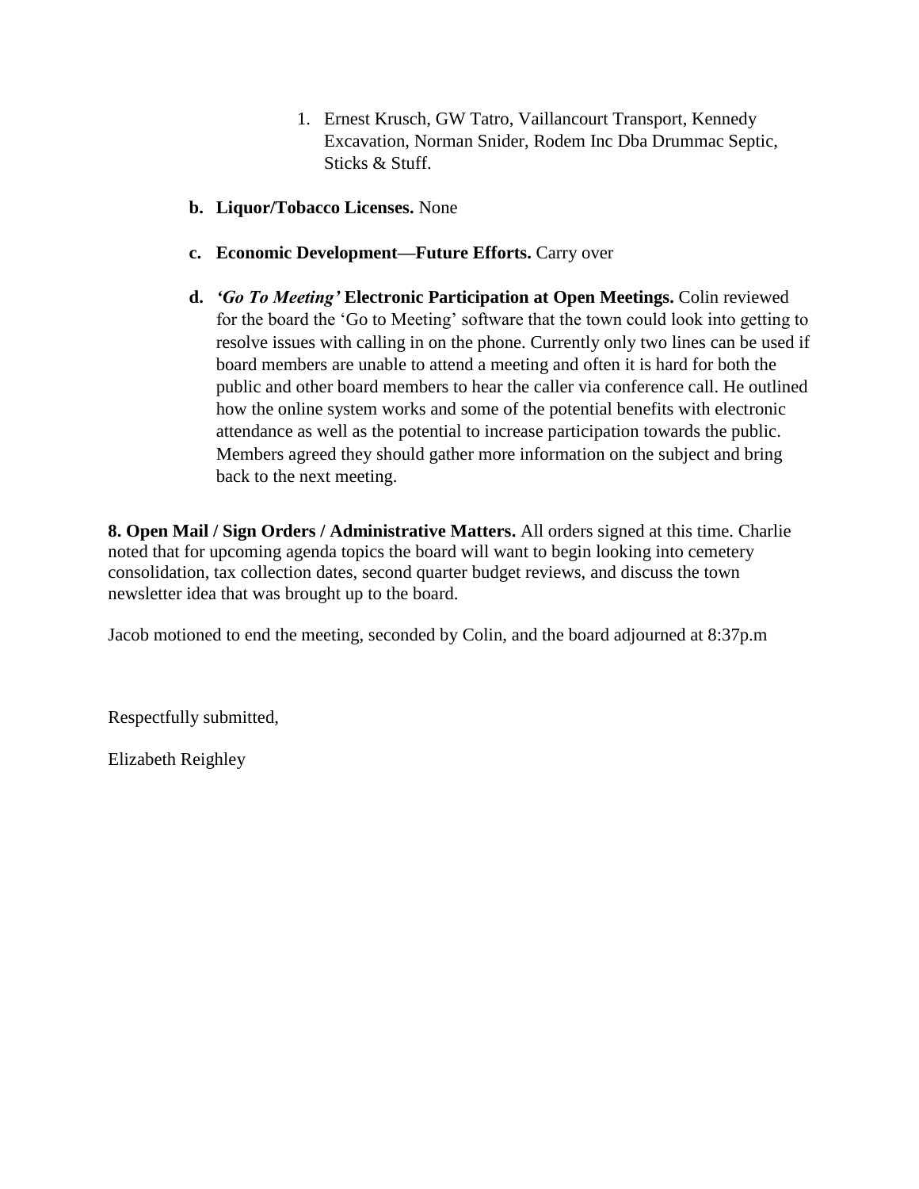1. Ernest Krusch, GW Tatro, Vaillancourt Transport, Kennedy Excavation, Norman Snider, Rodem Inc Dba Drummac Septic, Sticks & Stuff.

b. **Liquor/Tobacco Licenses.** None

c. **Economic Development—Future Efforts.** Carry over

d. ***'Go To Meeting'* Electronic Participation at Open Meetings.** Colin reviewed for the board the 'Go to Meeting' software that the town could look into getting to resolve issues with calling in on the phone. Currently only two lines can be used if board members are unable to attend a meeting and often it is hard for both the public and other board members to hear the caller via conference call. He outlined how the online system works and some of the potential benefits with electronic attendance as well as the potential to increase participation towards the public. Members agreed they should gather more information on the subject and bring back to the next meeting.

**8. Open Mail / Sign Orders / Administrative Matters.** All orders signed at this time. Charlie noted that for upcoming agenda topics the board will want to begin looking into cemetery consolidation, tax collection dates, second quarter budget reviews, and discuss the town newsletter idea that was brought up to the board.

Jacob motioned to end the meeting, seconded by Colin, and the board adjourned at 8:37p.m

Respectfully submitted,

Elizabeth Reighley